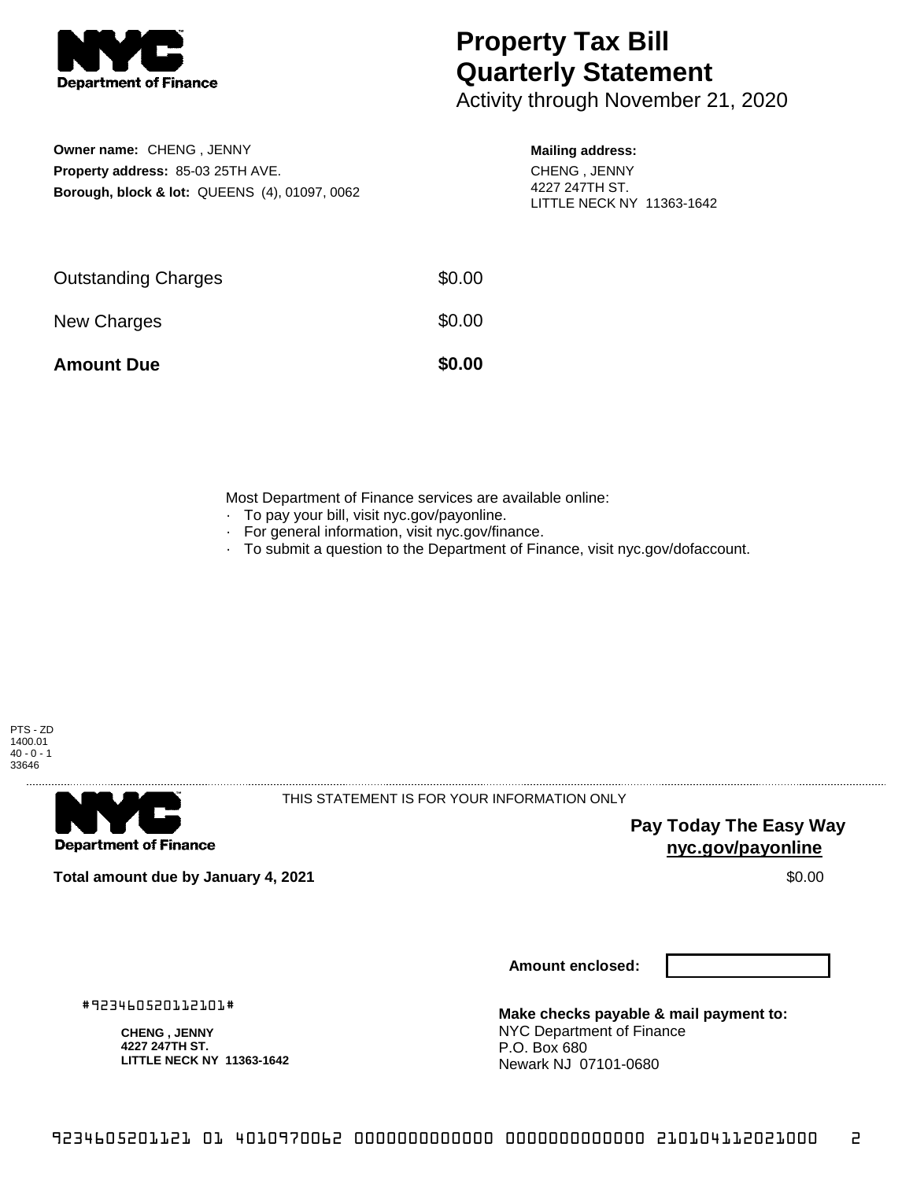NYC Department of Finance

# Property Tax Bill Quarterly Statement

Activity through November 21, 2020

**Owner name:** CHENG , JENNY
**Property address:** 85-03 25TH AVE.
**Borough, block & lot:** QUEENS (4), 01097, 0062

**Mailing address:**
CHENG , JENNY
4227 247TH ST.
LITTLE NECK NY 11363-1642

| | |
|---|---|
| Outstanding Charges | $0.00 |
| New Charges | $0.00 |
| **Amount Due** | **$0.00** |

Most Department of Finance services are available online:
- To pay your bill, visit nyc.gov/payonline.
- For general information, visit nyc.gov/finance.
- To submit a question to the Department of Finance, visit nyc.gov/dofaccount.

PTS - ZD
1400.01
40 - 0 - 1
33646

NYC Department of Finance

THIS STATEMENT IS FOR YOUR INFORMATION ONLY

**Pay Today The Easy Way**
**nyc.gov/payonline**

**Total amount due by January 4, 2021** $0.00

**Amount enclosed:**

#923460520112101#

**CHENG , JENNY**
**4227 247TH ST.**
**LITTLE NECK NY 11363-1642**

**Make checks payable & mail payment to:**
NYC Department of Finance
P.O. Box 680
Newark NJ 07101-0680

9234605201121 01 4010970062 0000000000000 0000000000000 210104112021000 2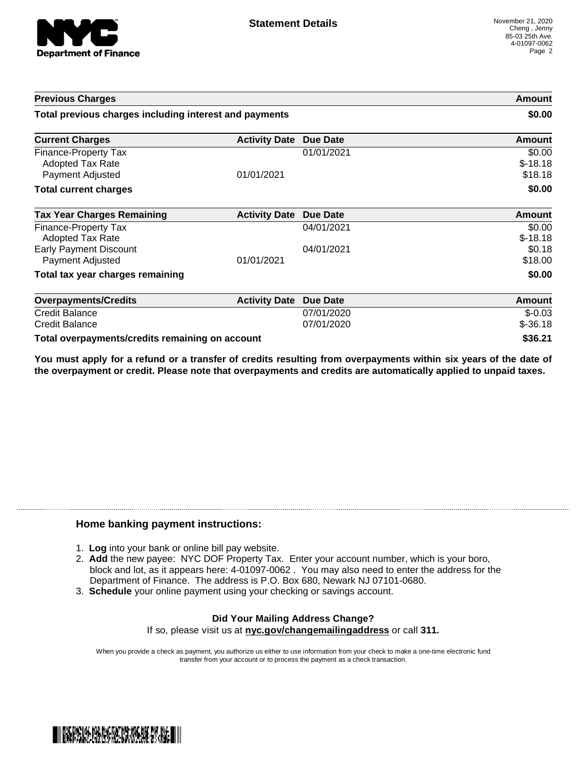November 21, 2020
Cheng , Jenny
85-03 25th Ave.
4-01097-0062

# Statement Details

| Previous Charges | | | Amount |
|---|---|---|---|
| **Total previous charges including interest and payments** | | | **$0.00** |

| Current Charges | Activity Date | Due Date | Amount |
|---|---|---|---|
| Finance-Property Tax | | 01/01/2021 | $0.00 |
| Adopted Tax Rate | | | $-18.18 |
| Payment Adjusted | 01/01/2021 | | $18.18 |
| **Total current charges** | | | **$0.00** |

| Tax Year Charges Remaining | Activity Date | Due Date | Amount |
|---|---|---|---|
| Finance-Property Tax | | 04/01/2021 | $0.00 |
| Adopted Tax Rate | | | $-18.18 |
| Early Payment Discount | | 04/01/2021 | $0.18 |
| Payment Adjusted | 01/01/2021 | | $18.00 |
| **Total tax year charges remaining** | | | **$0.00** |

| Overpayments/Credits | Activity Date | Due Date | Amount |
|---|---|---|---|
| Credit Balance | | 07/01/2020 | $-0.03 |
| Credit Balance | | 07/01/2020 | $-36.18 |
| **Total overpayments/credits remaining on account** | | | **$36.21** |

**You must apply for a refund or a transfer of credits resulting from overpayments within six years of the date of the overpayment or credit. Please note that overpayments and credits are automatically applied to unpaid taxes.**

## Home banking payment instructions:

1. **Log** into your bank or online bill pay website.
2. **Add** the new payee: NYC DOF Property Tax. Enter your account number, which is your boro, block and lot, as it appears here: 4-01097-0062 . You may also need to enter the address for the Department of Finance. The address is P.O. Box 680, Newark NJ 07101-0680.
3. **Schedule** your online payment using your checking or savings account.

**Did Your Mailing Address Change?**
If so, please visit us at **nyc.gov/changemailingaddress** or call **311.**

When you provide a check as payment, you authorize us either to use information from your check to make a one-time electronic fund transfer from your account or to process the payment as a check transaction.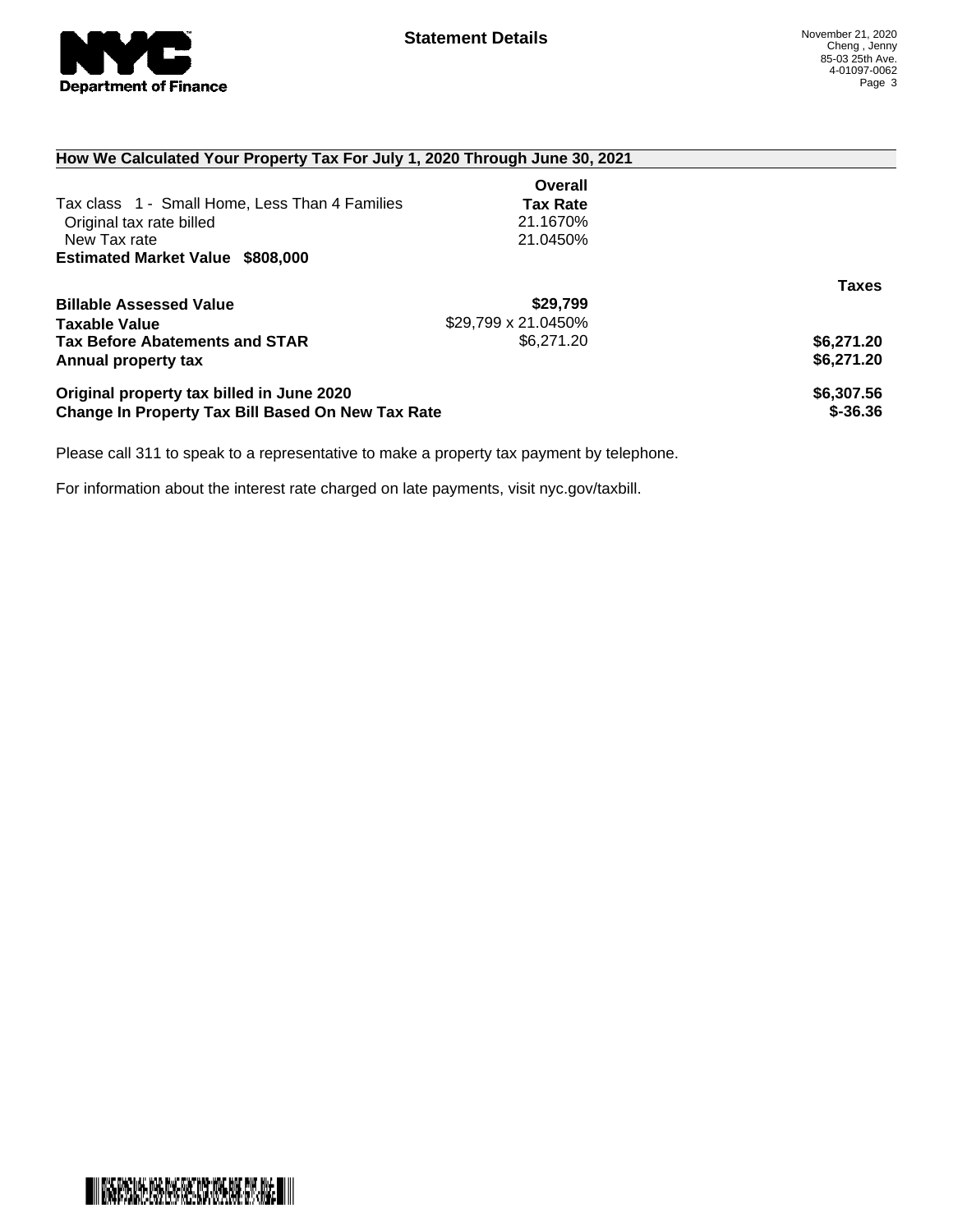## Statement Details

November 21, 2020
Cheng , Jenny
85-03 25th Ave.
4-01097-0062

### How We Calculated Your Property Tax For July 1, 2020 Through June 30, 2021

| | Overall Tax Rate | |
|---|---|---|
| Tax class 1 - Small Home, Less Than 4 Families | | |
| Original tax rate billed | 21.1670% | |
| New Tax rate | 21.0450% | |
| **Estimated Market Value $808,000** | | |
| | | **Taxes** |
| **Billable Assessed Value** | **$29,799** | |
| **Taxable Value** | $29,799 x 21.0450% | |
| **Tax Before Abatements and STAR** | $6,271.20 | **$6,271.20** |
| **Annual property tax** | | **$6,271.20** |
| **Original property tax billed in June 2020** | | **$6,307.56** |
| **Change In Property Tax Bill Based On New Tax Rate** | | **$-36.36** |

Please call 311 to speak to a representative to make a property tax payment by telephone.

For information about the interest rate charged on late payments, visit nyc.gov/taxbill.